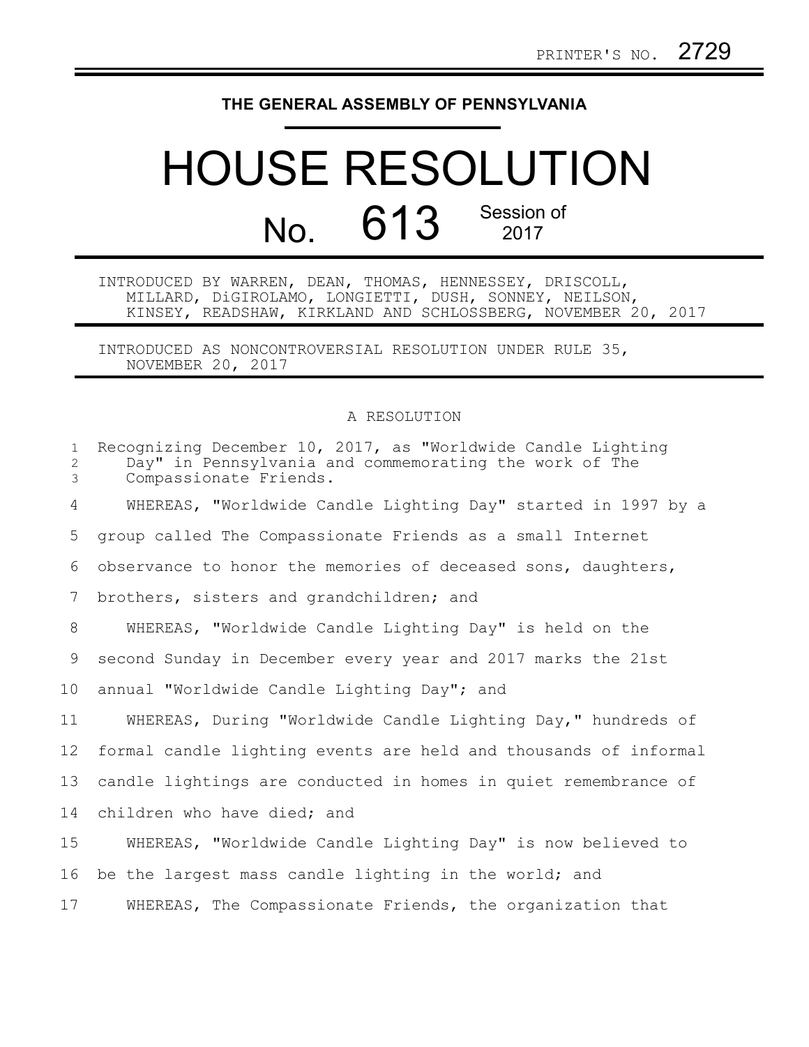PRINTER'S NO. 2729

**THE GENERAL ASSEMBLY OF PENNSYLVANIA**

# HOUSE RESOLUTION

## No. 613 Session of 2017

INTRODUCED BY WARREN, DEAN, THOMAS, HENNESSEY, DRISCOLL, MILLARD, DiGIROLAMO, LONGIETTI, DUSH, SONNEY, NEILSON, KINSEY, READSHAW, KIRKLAND AND SCHLOSSBERG, NOVEMBER 20, 2017

INTRODUCED AS NONCONTROVERSIAL RESOLUTION UNDER RULE 35, NOVEMBER 20, 2017

A RESOLUTION

Recognizing December 10, 2017, as "Worldwide Candle Lighting Day" in Pennsylvania and commemorating the work of The Compassionate Friends.

WHEREAS, "Worldwide Candle Lighting Day" started in 1997 by a group called The Compassionate Friends as a small Internet observance to honor the memories of deceased sons, daughters, brothers, sisters and grandchildren; and

WHEREAS, "Worldwide Candle Lighting Day" is held on the second Sunday in December every year and 2017 marks the 21st annual "Worldwide Candle Lighting Day"; and

WHEREAS, During "Worldwide Candle Lighting Day," hundreds of formal candle lighting events are held and thousands of informal candle lightings are conducted in homes in quiet remembrance of children who have died; and

WHEREAS, "Worldwide Candle Lighting Day" is now believed to be the largest mass candle lighting in the world; and

WHEREAS, The Compassionate Friends, the organization that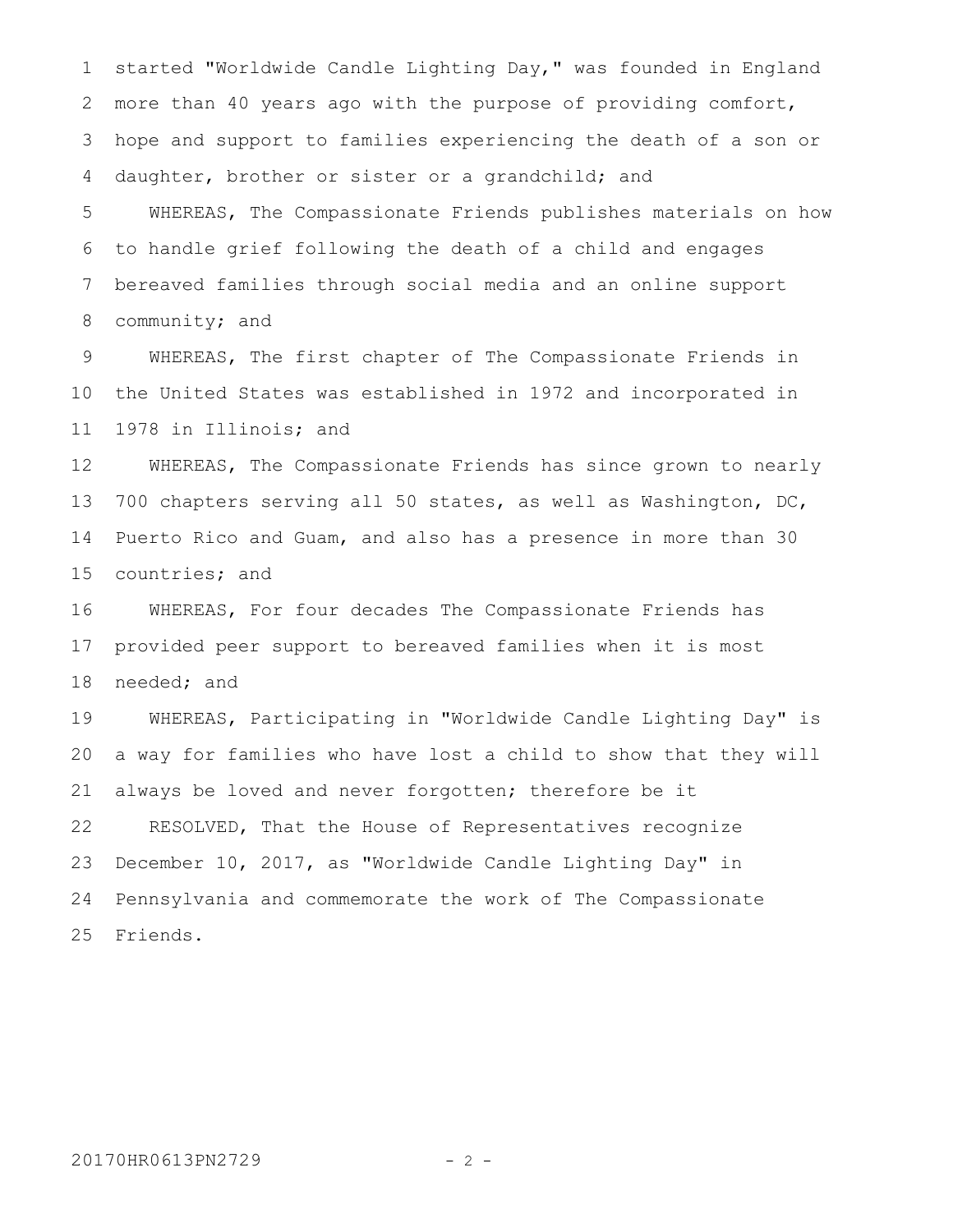started "Worldwide Candle Lighting Day," was founded in England more than 40 years ago with the purpose of providing comfort, hope and support to families experiencing the death of a son or daughter, brother or sister or a grandchild; and

WHEREAS, The Compassionate Friends publishes materials on how to handle grief following the death of a child and engages bereaved families through social media and an online support community; and

WHEREAS, The first chapter of The Compassionate Friends in the United States was established in 1972 and incorporated in 1978 in Illinois; and

WHEREAS, The Compassionate Friends has since grown to nearly 700 chapters serving all 50 states, as well as Washington, DC, Puerto Rico and Guam, and also has a presence in more than 30 countries; and

WHEREAS, For four decades The Compassionate Friends has provided peer support to bereaved families when it is most needed; and

WHEREAS, Participating in "Worldwide Candle Lighting Day" is a way for families who have lost a child to show that they will always be loved and never forgotten; therefore be it

RESOLVED, That the House of Representatives recognize December 10, 2017, as "Worldwide Candle Lighting Day" in Pennsylvania and commemorate the work of The Compassionate Friends.